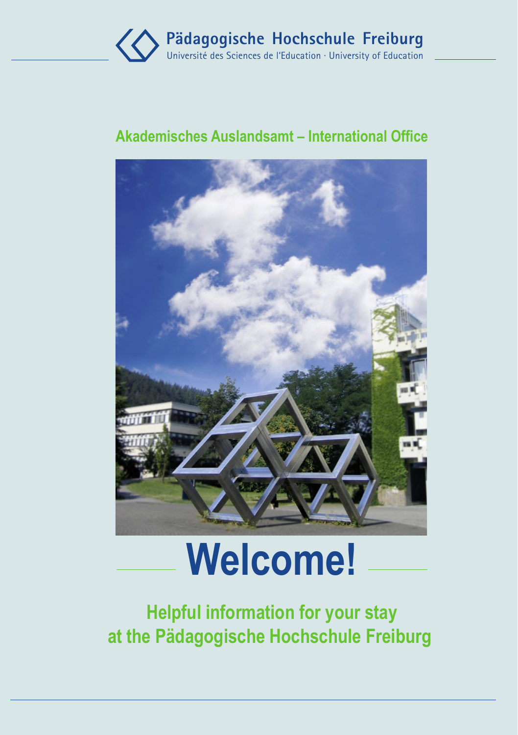Pädagogische Hochschule Freiburg

Université des Sciences de l'Education · University of Education

## Akademisches Auslandsamt – International Office

# Welcome!

## Helpful information for your stay at the Pädagogische Hochschule Freiburg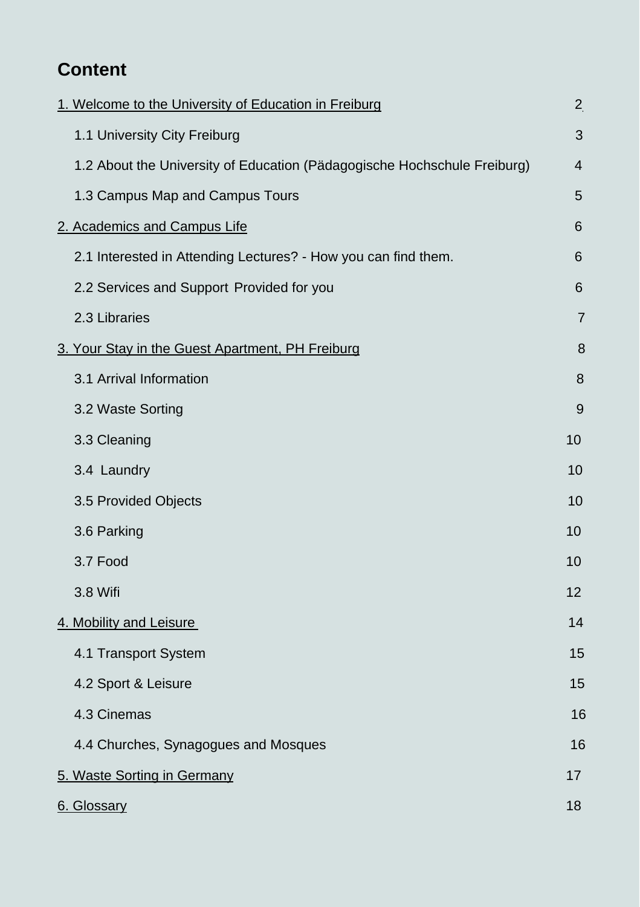# Content

| | |
|---|---|
| 1. Welcome to the University of Education in Freiburg | 2 |
| 1.1 University City Freiburg | 3 |
| 1.2 About the University of Education (Pädagogische Hochschule Freiburg) | 4 |
| 1.3 Campus Map and Campus Tours | 5 |
| 2. Academics and Campus Life | 6 |
| 2.1 Interested in Attending Lectures? - How you can find them. | 6 |
| 2.2 Services and Support Provided for you | 6 |
| 2.3 Libraries | 7 |
| 3. Your Stay in the Guest Apartment, PH Freiburg | 8 |
| 3.1 Arrival Information | 8 |
| 3.2 Waste Sorting | 9 |
| 3.3 Cleaning | 10 |
| 3.4 Laundry | 10 |
| 3.5 Provided Objects | 10 |
| 3.6 Parking | 10 |
| 3.7 Food | 10 |
| 3.8 Wifi | 12 |
| 4. Mobility and Leisure | 14 |
| 4.1 Transport System | 15 |
| 4.2 Sport & Leisure | 15 |
| 4.3 Cinemas | 16 |
| 4.4 Churches, Synagogues and Mosques | 16 |
| 5. Waste Sorting in Germany | 17 |
| 6. Glossary | 18 |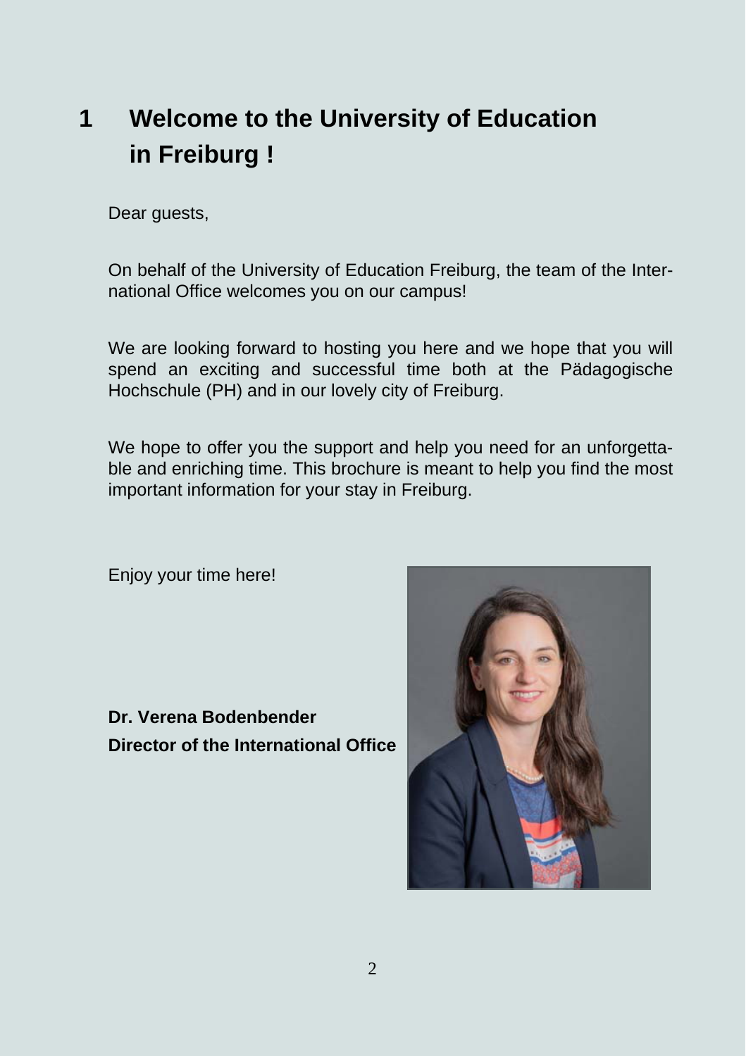# 1 Welcome to the University of Education in Freiburg !

Dear guests,

On behalf of the University of Education Freiburg, the team of the International Office welcomes you on our campus!

We are looking forward to hosting you here and we hope that you will spend an exciting and successful time both at the Pädagogische Hochschule (PH) and in our lovely city of Freiburg.

We hope to offer you the support and help you need for an unforgettable and enriching time. This brochure is meant to help you find the most important information for your stay in Freiburg.

Enjoy your time here!

**Dr. Verena Bodenbender**
**Director of the International Office**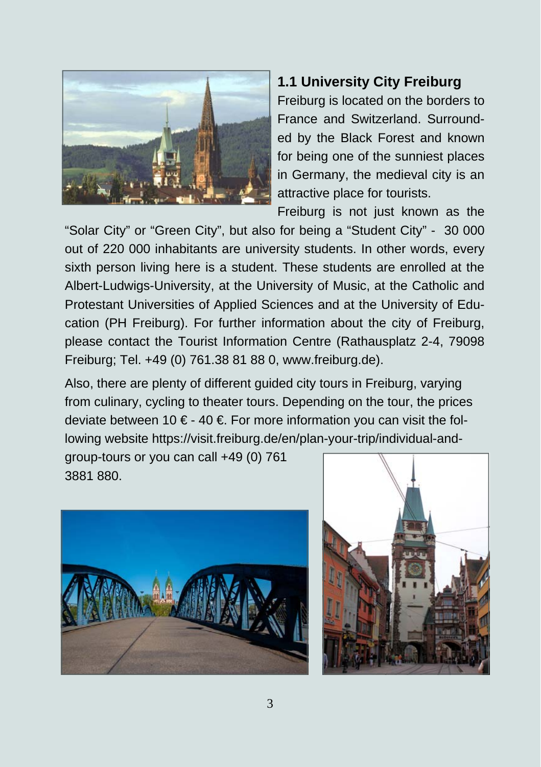## 1.1 University City Freiburg

Freiburg is located on the borders to France and Switzerland. Surrounded by the Black Forest and known for being one of the sunniest places in Germany, the medieval city is an attractive place for tourists.

Freiburg is not just known as the "Solar City" or "Green City", but also for being a "Student City" - 30 000 out of 220 000 inhabitants are university students. In other words, every sixth person living here is a student. These students are enrolled at the Albert-Ludwigs-University, at the University of Music, at the Catholic and Protestant Universities of Applied Sciences and at the University of Education (PH Freiburg). For further information about the city of Freiburg, please contact the Tourist Information Centre (Rathausplatz 2-4, 79098 Freiburg; Tel. +49 (0) 761.38 81 88 0, www.freiburg.de).

Also, there are plenty of different guided city tours in Freiburg, varying from culinary, cycling to theater tours. Depending on the tour, the prices deviate between 10 € - 40 €. For more information you can visit the following website https://visit.freiburg.de/en/plan-your-trip/individual-and-group-tours or you can call +49 (0) 761 3881 880.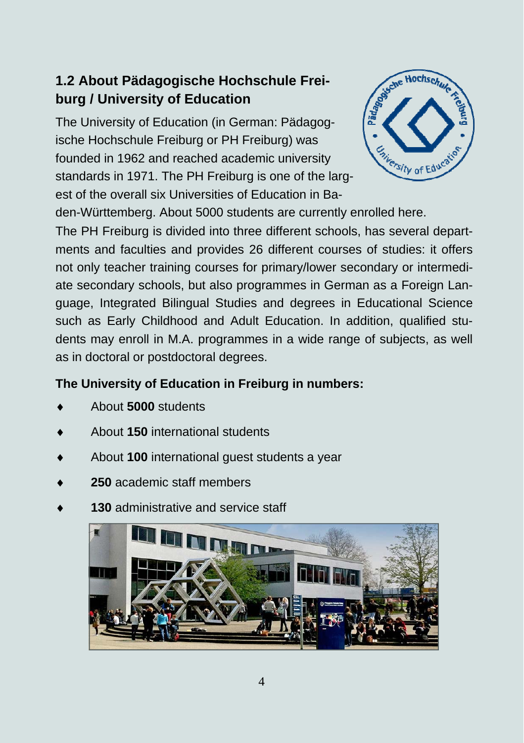## 1.2 About Pädagogische Hochschule Freiburg / University of Education

The University of Education (in German: Pädagogische Hochschule Freiburg or PH Freiburg) was founded in 1962 and reached academic university standards in 1971. The PH Freiburg is one of the largest of the overall six Universities of Education in Baden-Württemberg. About 5000 students are currently enrolled here.

The PH Freiburg is divided into three different schools, has several departments and faculties and provides 26 different courses of studies: it offers not only teacher training courses for primary/lower secondary or intermediate secondary schools, but also programmes in German as a Foreign Language, Integrated Bilingual Studies and degrees in Educational Science such as Early Childhood and Adult Education. In addition, qualified students may enroll in M.A. programmes in a wide range of subjects, as well as in doctoral or postdoctoral degrees.

**The University of Education in Freiburg in numbers:**

- About **5000** students
- About **150** international students
- About **100** international guest students a year
- **250** academic staff members
- **130** administrative and service staff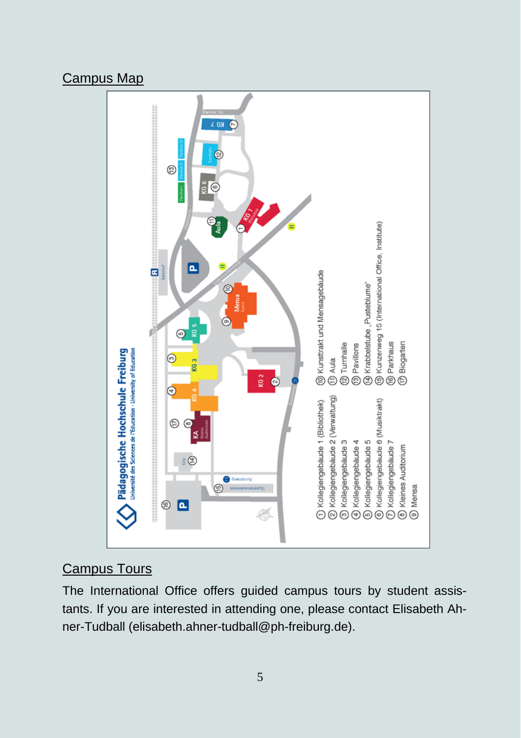## Campus Map

**Pädagogische Hochschule Freiburg**
Université des Sciences de l'Education · University of Education

1. Kollegiengebäude 1 (Bibliothek)
2. Kollegiengebäude 2 (Verwaltung)
3. Kollegiengebäude 3
4. Kollegiengebäude 4
5. Kollegiengebäude 5
6. Kollegiengebäude 6 (Musiktrakt)
7. Kollegiengebäude 7
8. Kleines Auditorium
9. Mensa
10. Kunsttrakt und Mensagebäude
11. Aula
12. Turnhalle
13. Pavillons
14. Krabbelstube „Pusteblume"
15. Kunzenweg 15 (International Office, Institute)
16. Parkhaus
17. Biogarten

## Campus Tours

The International Office offers guided campus tours by student assistants. If you are interested in attending one, please contact Elisabeth Ahner-Tudball (elisabeth.ahner-tudball@ph-freiburg.de).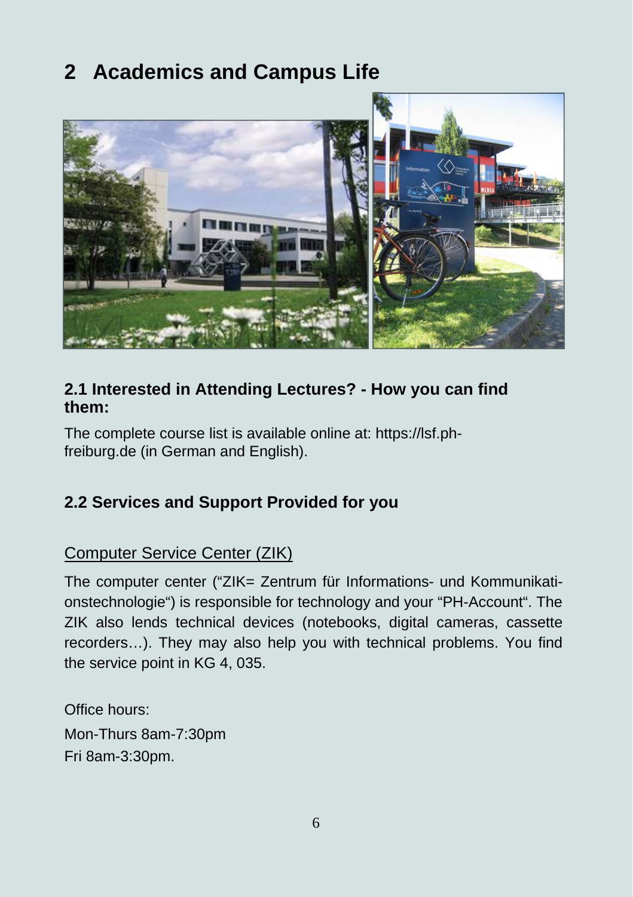# 2 Academics and Campus Life

### 2.1 Interested in Attending Lectures? - How you can find them:

The complete course list is available online at: https://lsf.ph-freiburg.de (in German and English).

### 2.2 Services and Support Provided for you

Computer Service Center (ZIK)

The computer center ("ZIK= Zentrum für Informations- und Kommunikationstechnologie") is responsible for technology and your "PH-Account". The ZIK also lends technical devices (notebooks, digital cameras, cassette recorders…). They may also help you with technical problems. You find the service point in KG 4, 035.

Office hours:
Mon-Thurs 8am-7:30pm
Fri 8am-3:30pm.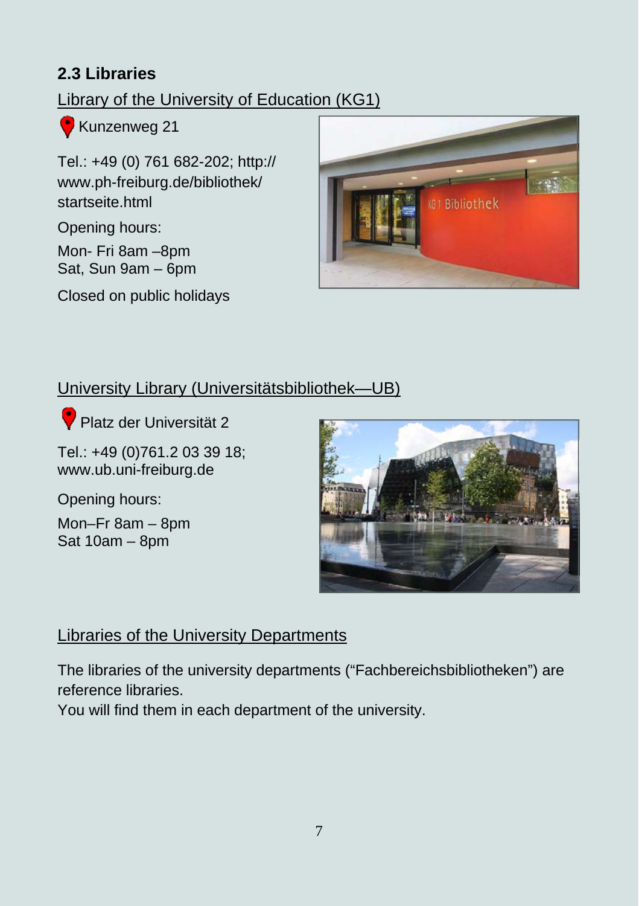## 2.3 Libraries

### Library of the University of Education (KG1)

Kunzenweg 21

Tel.: +49 (0) 761 682-202; http://www.ph-freiburg.de/bibliothek/startseite.html

Opening hours:

Mon- Fri 8am –8pm
Sat, Sun 9am – 6pm

Closed on public holidays

### University Library (Universitätsbibliothek—UB)

Platz der Universität 2

Tel.: +49 (0)761.2 03 39 18; www.ub.uni-freiburg.de

Opening hours:

Mon–Fr 8am – 8pm
Sat 10am – 8pm

### Libraries of the University Departments

The libraries of the university departments ("Fachbereichsbibliotheken") are reference libraries.
You will find them in each department of the university.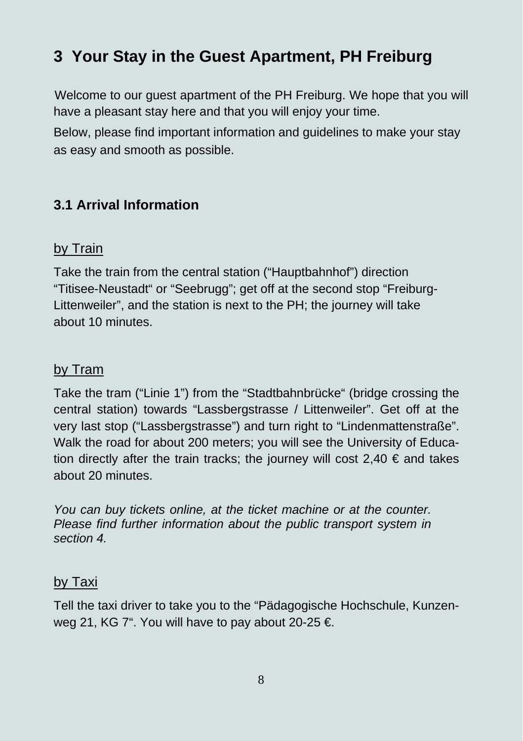# 3 Your Stay in the Guest Apartment, PH Freiburg

Welcome to our guest apartment of the PH Freiburg. We hope that you will have a pleasant stay here and that you will enjoy your time.

Below, please find important information and guidelines to make your stay as easy and smooth as possible.

## 3.1 Arrival Information

by Train

Take the train from the central station ("Hauptbahnhof") direction "Titisee-Neustadt" or "Seebrugg"; get off at the second stop "Freiburg-Littenweiler", and the station is next to the PH; the journey will take about 10 minutes.

by Tram

Take the tram ("Linie 1") from the "Stadtbahnbrücke" (bridge crossing the central station) towards "Lassbergstrasse / Littenweiler". Get off at the very last stop ("Lassbergstrasse") and turn right to "Lindenmattenstraße". Walk the road for about 200 meters; you will see the University of Education directly after the train tracks; the journey will cost 2,40 € and takes about 20 minutes.

*You can buy tickets online, at the ticket machine or at the counter. Please find further information about the public transport system in section 4.*

by Taxi

Tell the taxi driver to take you to the "Pädagogische Hochschule, Kunzenweg 21, KG 7". You will have to pay about 20-25 €.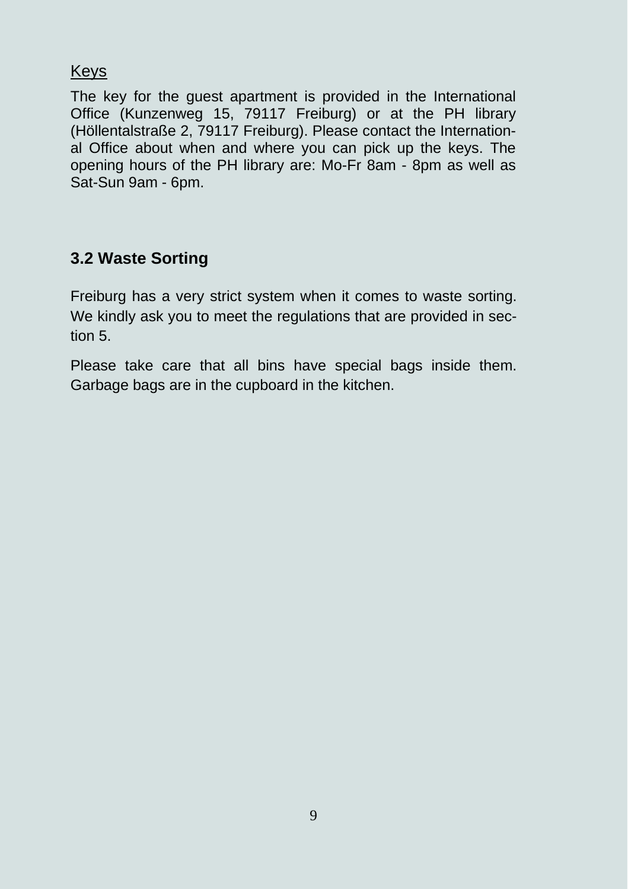Keys

The key for the guest apartment is provided in the International Office (Kunzenweg 15, 79117 Freiburg) or at the PH library (Höllentalstraße 2, 79117 Freiburg). Please contact the International Office about when and where you can pick up the keys. The opening hours of the PH library are: Mo-Fr 8am - 8pm as well as Sat-Sun 9am - 6pm.

### 3.2 Waste Sorting

Freiburg has a very strict system when it comes to waste sorting. We kindly ask you to meet the regulations that are provided in section 5.

Please take care that all bins have special bags inside them. Garbage bags are in the cupboard in the kitchen.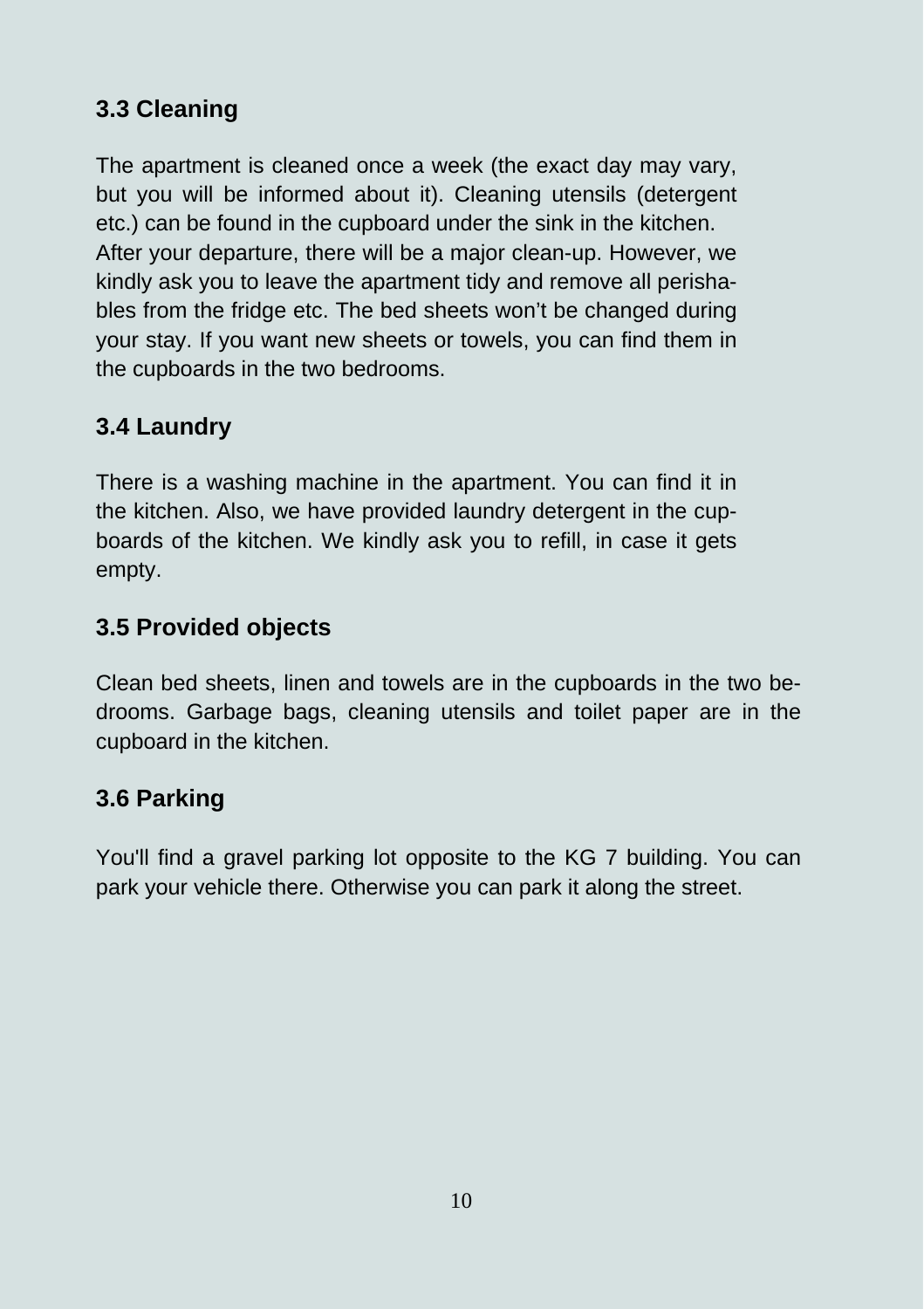### 3.3 Cleaning

The apartment is cleaned once a week (the exact day may vary, but you will be informed about it). Cleaning utensils (detergent etc.) can be found in the cupboard under the sink in the kitchen. After your departure, there will be a major clean-up. However, we kindly ask you to leave the apartment tidy and remove all perishables from the fridge etc. The bed sheets won't be changed during your stay. If you want new sheets or towels, you can find them in the cupboards in the two bedrooms.

### 3.4 Laundry

There is a washing machine in the apartment. You can find it in the kitchen. Also, we have provided laundry detergent in the cupboards of the kitchen. We kindly ask you to refill, in case it gets empty.

### 3.5 Provided objects

Clean bed sheets, linen and towels are in the cupboards in the two bedrooms. Garbage bags, cleaning utensils and toilet paper are in the cupboard in the kitchen.

### 3.6 Parking

You'll find a gravel parking lot opposite to the KG 7 building. You can park your vehicle there. Otherwise you can park it along the street.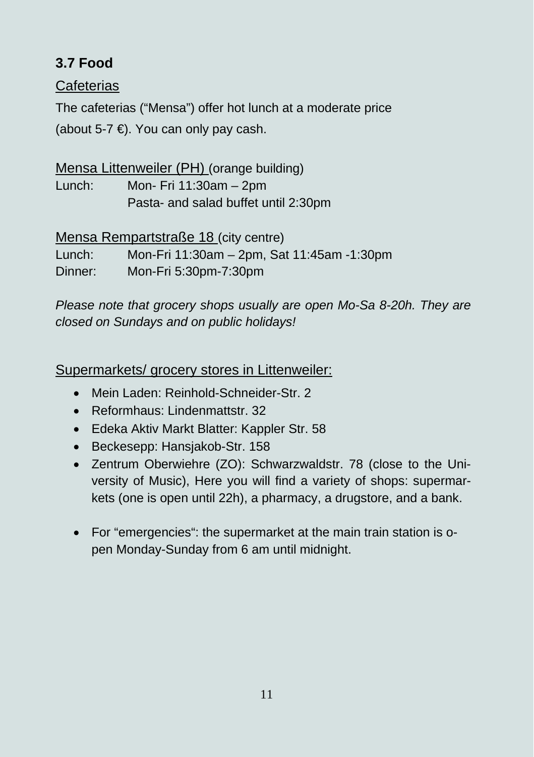### 3.7 Food

Cafeterias

The cafeterias (“Mensa”) offer hot lunch at a moderate price (about 5-7 €). You can only pay cash.

Mensa Littenweiler (PH) (orange building)

Lunch: Mon- Fri 11:30am – 2pm
Pasta- and salad buffet until 2:30pm

Mensa Rempartstraße 18 (city centre)

Lunch: Mon-Fri 11:30am – 2pm, Sat 11:45am -1:30pm
Dinner: Mon-Fri 5:30pm-7:30pm

*Please note that grocery shops usually are open Mo-Sa 8-20h. They are closed on Sundays and on public holidays!*

Supermarkets/ grocery stores in Littenweiler:

- Mein Laden: Reinhold-Schneider-Str. 2
- Reformhaus: Lindenmattstr. 32
- Edeka Aktiv Markt Blatter: Kappler Str. 58
- Beckesepp: Hansjakob-Str. 158
- Zentrum Oberwiehre (ZO): Schwarzwaldstr. 78 (close to the University of Music), Here you will find a variety of shops: supermarkets (one is open until 22h), a pharmacy, a drugstore, and a bank.

- For “emergencies“: the supermarket at the main train station is open Monday-Sunday from 6 am until midnight.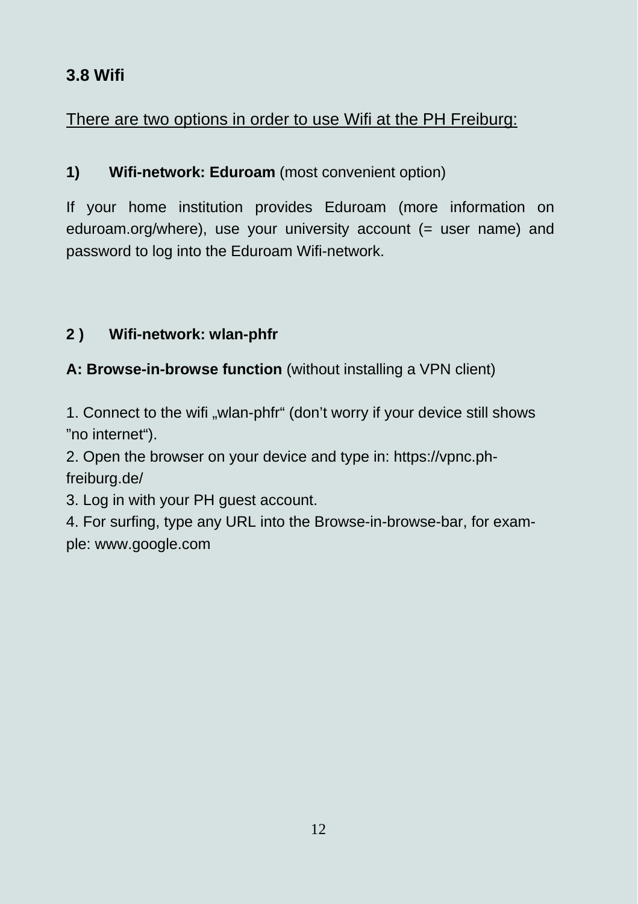### 3.8 Wifi

There are two options in order to use Wifi at the PH Freiburg:

**1) Wifi-network: Eduroam** (most convenient option)

If your home institution provides Eduroam (more information on eduroam.org/where), use your university account (= user name) and password to log into the Eduroam Wifi-network.

**2 ) Wifi-network: wlan-phfr**

**A: Browse-in-browse function** (without installing a VPN client)

1. Connect to the wifi „wlan-phfr“ (don’t worry if your device still shows ”no internet“).
2. Open the browser on your device and type in: https://vpnc.ph-freiburg.de/
3. Log in with your PH guest account.
4. For surfing, type any URL into the Browse-in-browse-bar, for example: www.google.com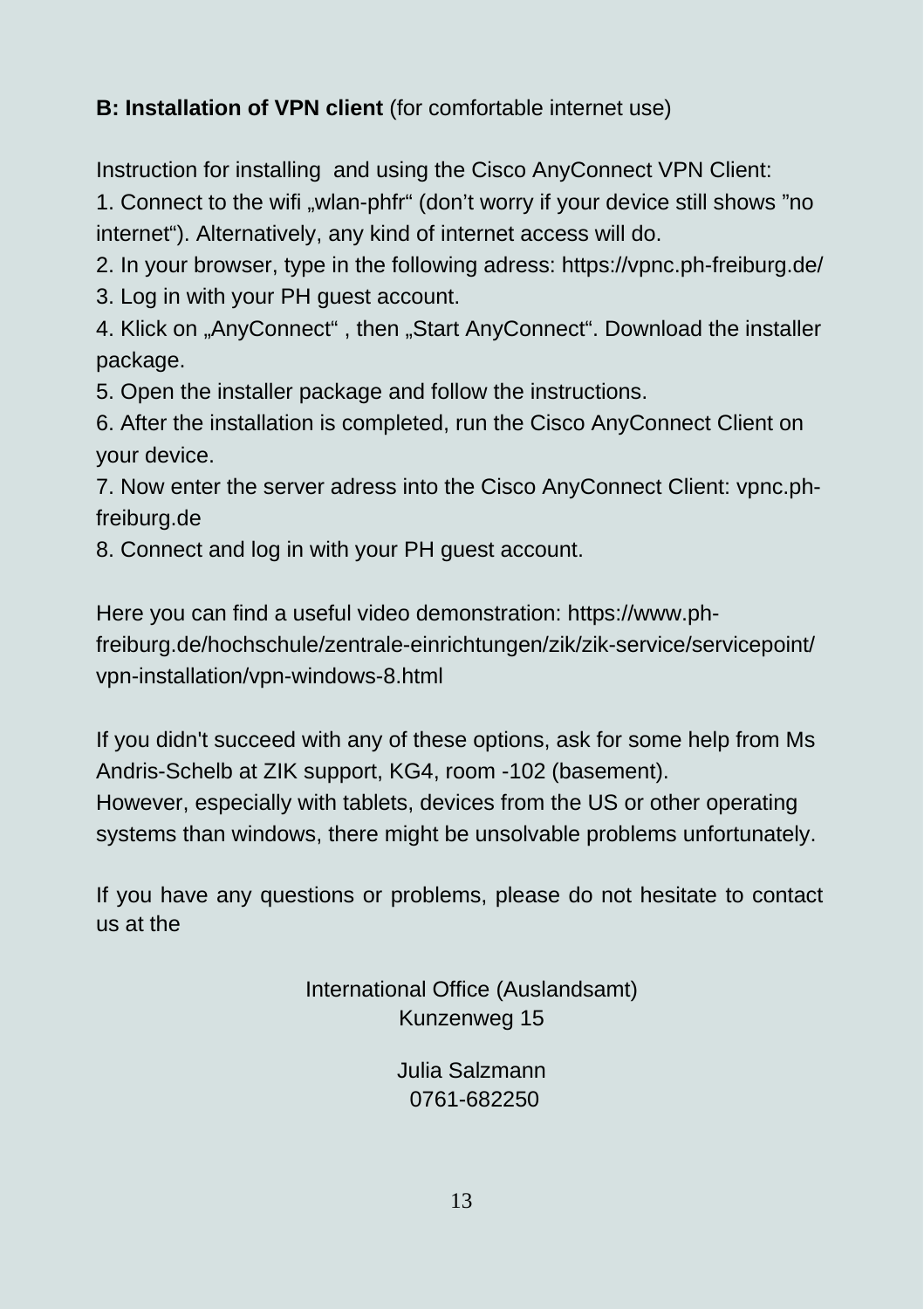**B: Installation of VPN client** (for comfortable internet use)

Instruction for installing  and using the Cisco AnyConnect VPN Client:

1. Connect to the wifi „wlan-phfr“ (don’t worry if your device still shows ”no internet“). Alternatively, any kind of internet access will do.
2. In your browser, type in the following adress: https://vpnc.ph-freiburg.de/
3. Log in with your PH guest account.
4. Klick on „AnyConnect“ , then „Start AnyConnect“. Download the installer package.
5. Open the installer package and follow the instructions.
6. After the installation is completed, run the Cisco AnyConnect Client on your device.
7. Now enter the server adress into the Cisco AnyConnect Client: vpnc.ph-freiburg.de
8. Connect and log in with your PH guest account.

Here you can find a useful video demonstration: https://www.ph-freiburg.de/hochschule/zentrale-einrichtungen/zik/zik-service/servicepoint/vpn-installation/vpn-windows-8.html

If you didn't succeed with any of these options, ask for some help from Ms Andris-Schelb at ZIK support, KG4, room -102 (basement).
However, especially with tablets, devices from the US or other operating systems than windows, there might be unsolvable problems unfortunately.

If you have any questions or problems, please do not hesitate to contact us at the

International Office (Auslandsamt)
Kunzenweg 15

Julia Salzmann
0761-682250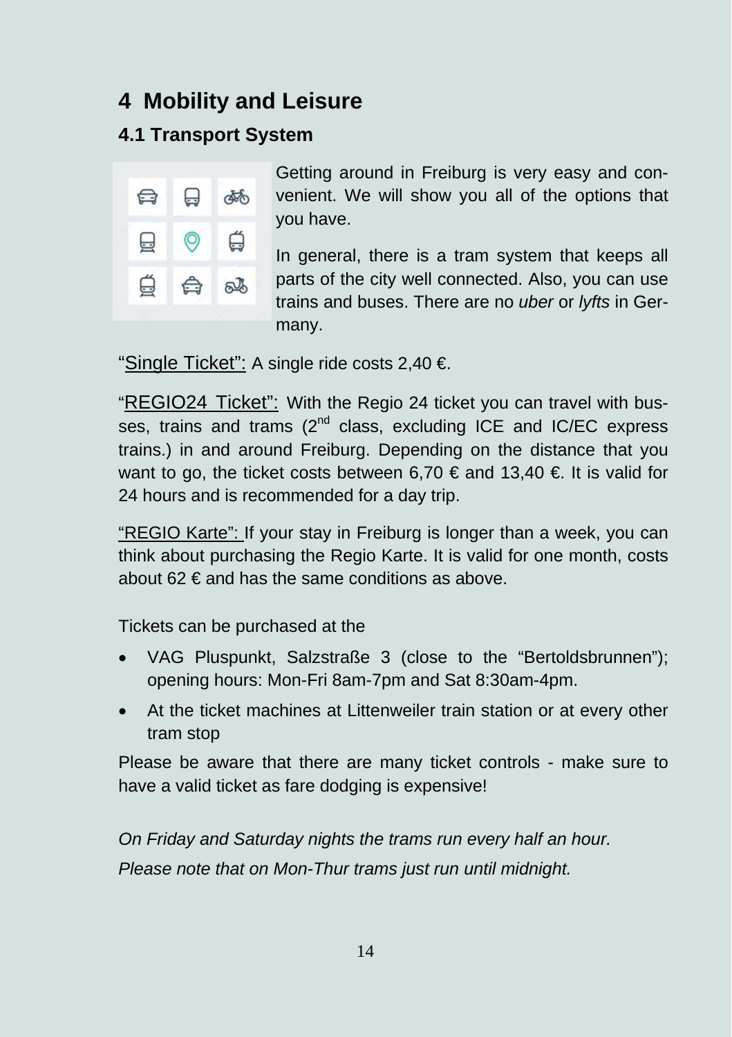# 4 Mobility and Leisure

## 4.1 Transport System

Getting around in Freiburg is very easy and convenient. We will show you all of the options that you have.

In general, there is a tram system that keeps all parts of the city well connected. Also, you can use trains and buses. There are no *uber* or *lyfts* in Germany.

"Single Ticket": A single ride costs 2,40 €.

"REGIO24 Ticket": With the Regio 24 ticket you can travel with busses, trains and trams (2nd class, excluding ICE and IC/EC express trains.) in and around Freiburg. Depending on the distance that you want to go, the ticket costs between 6,70 € and 13,40 €. It is valid for 24 hours and is recommended for a day trip.

"REGIO Karte": If your stay in Freiburg is longer than a week, you can think about purchasing the Regio Karte. It is valid for one month, costs about 62 € and has the same conditions as above.

Tickets can be purchased at the

- VAG Pluspunkt, Salzstraße 3 (close to the "Bertoldsbrunnen"); opening hours: Mon-Fri 8am-7pm and Sat 8:30am-4pm.
- At the ticket machines at Littenweiler train station or at every other tram stop

Please be aware that there are many ticket controls - make sure to have a valid ticket as fare dodging is expensive!

*On Friday and Saturday nights the trams run every half an hour.*

*Please note that on Mon-Thur trams just run until midnight.*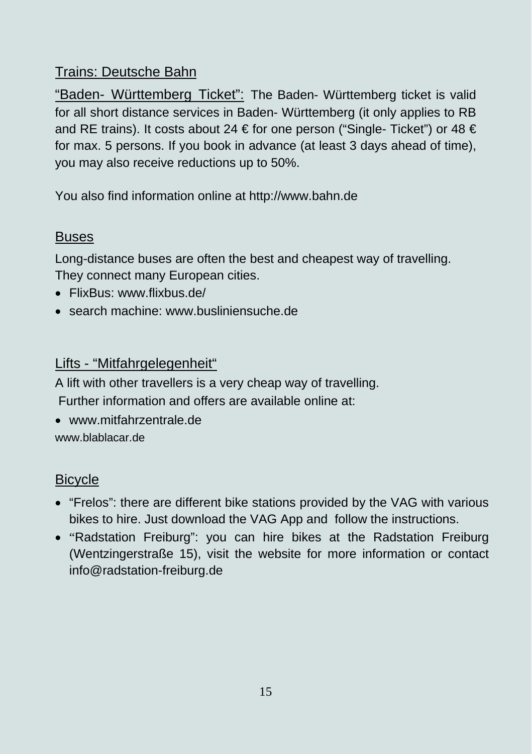## Trains: Deutsche Bahn

“Baden- Württemberg Ticket”: The Baden- Württemberg ticket is valid for all short distance services in Baden- Württemberg (it only applies to RB and RE trains). It costs about 24 € for one person (“Single- Ticket”) or 48 € for max. 5 persons. If you book in advance (at least 3 days ahead of time), you may also receive reductions up to 50%.

You also find information online at http://www.bahn.de

## Buses

Long-distance buses are often the best and cheapest way of travelling. They connect many European cities.

- FlixBus: www.flixbus.de/
- search machine: www.busliniensuche.de

## Lifts - “Mitfahrgelegenheit“

A lift with other travellers is a very cheap way of travelling.
Further information and offers are available online at:

- www.mitfahrzentrale.de

www.blablacar.de

## Bicycle

- “Frelos”: there are different bike stations provided by the VAG with various bikes to hire. Just download the VAG App and follow the instructions.
- “Radstation Freiburg”: you can hire bikes at the Radstation Freiburg (Wentzingerstraße 15), visit the website for more information or contact info@radstation-freiburg.de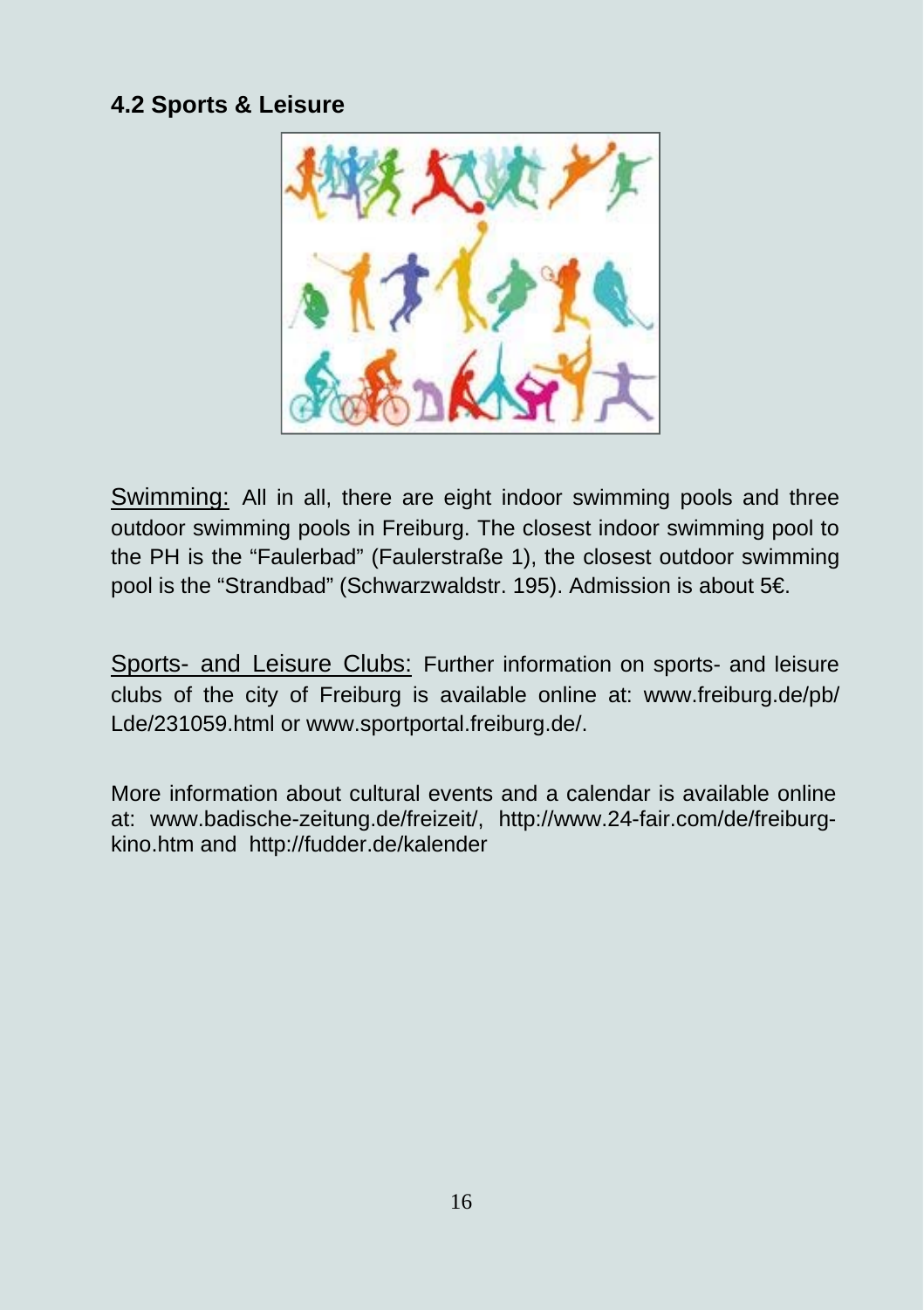## 4.2 Sports & Leisure

Swimming: All in all, there are eight indoor swimming pools and three outdoor swimming pools in Freiburg. The closest indoor swimming pool to the PH is the "Faulerbad" (Faulerstraße 1), the closest outdoor swimming pool is the "Strandbad" (Schwarzwaldstr. 195). Admission is about 5€.

Sports- and Leisure Clubs: Further information on sports- and leisure clubs of the city of Freiburg is available online at: www.freiburg.de/pb/Lde/231059.html or www.sportportal.freiburg.de/.

More information about cultural events and a calendar is available online at: www.badische-zeitung.de/freizeit/, http://www.24-fair.com/de/freiburg-kino.htm and http://fudder.de/kalender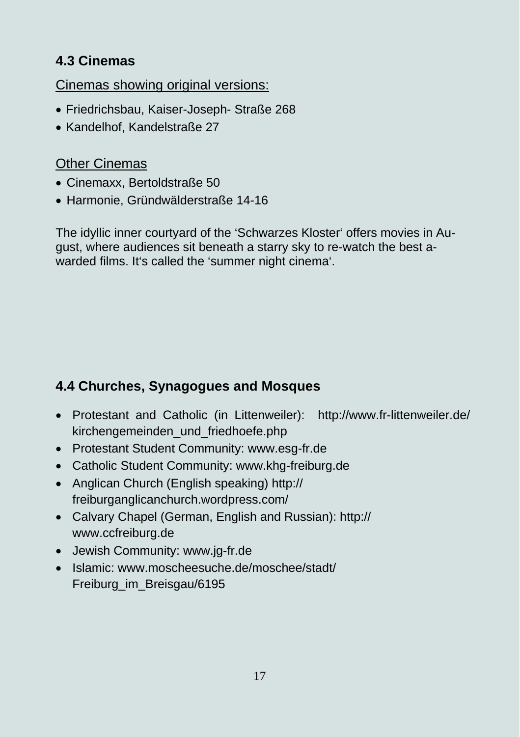## 4.3 Cinemas

Cinemas showing original versions:

- Friedrichsbau, Kaiser-Joseph- Straße 268
- Kandelhof, Kandelstraße 27

Other Cinemas

- Cinemaxx, Bertoldstraße 50
- Harmonie, Gründwälderstraße 14-16

The idyllic inner courtyard of the 'Schwarzes Kloster' offers movies in August, where audiences sit beneath a starry sky to re-watch the best awarded films. It's called the 'summer night cinema'.

## 4.4 Churches, Synagogues and Mosques

- Protestant and Catholic (in Littenweiler): http://www.fr-littenweiler.de/kirchengemeinden_und_friedhoefe.php
- Protestant Student Community: www.esg-fr.de
- Catholic Student Community: www.khg-freiburg.de
- Anglican Church (English speaking) http://freiburganglicanchurch.wordpress.com/
- Calvary Chapel (German, English and Russian): http://www.ccfreiburg.de
- Jewish Community: www.jg-fr.de
- Islamic: www.moscheesuche.de/moschee/stadt/Freiburg_im_Breisgau/6195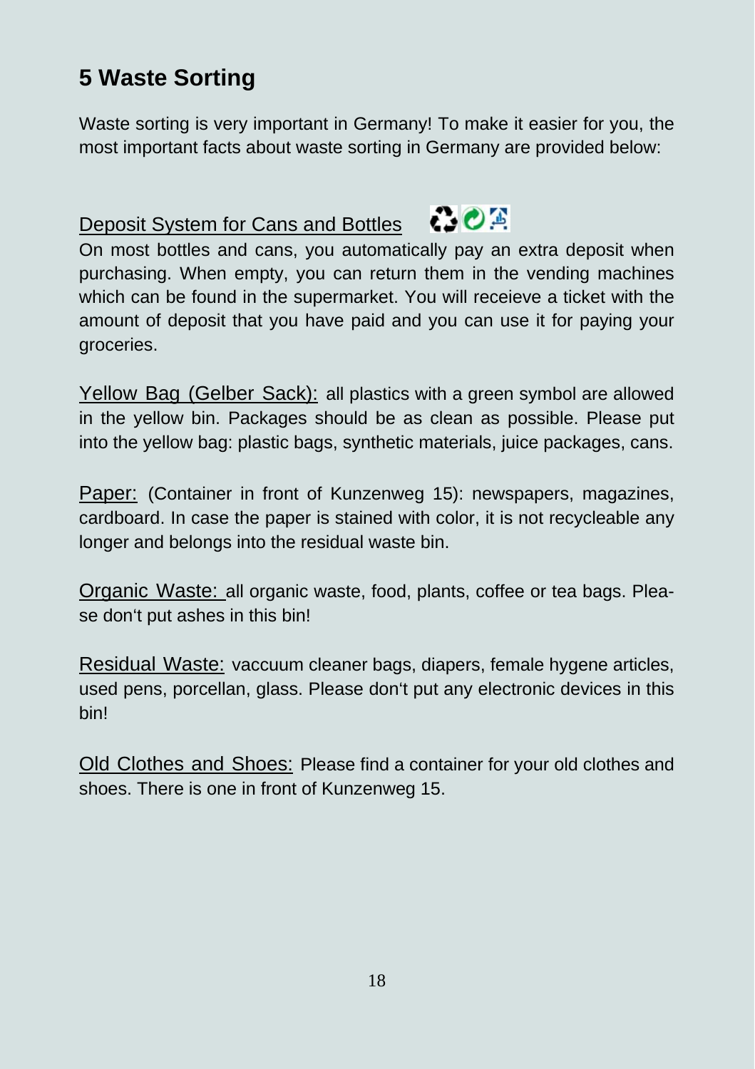## 5 Waste Sorting

Waste sorting is very important in Germany! To make it easier for you, the most important facts about waste sorting in Germany are provided below:

Deposit System for Cans and Bottles

On most bottles and cans, you automatically pay an extra deposit when purchasing. When empty, you can return them in the vending machines which can be found in the supermarket. You will receieve a ticket with the amount of deposit that you have paid and you can use it for paying your groceries.

Yellow Bag (Gelber Sack): all plastics with a green symbol are allowed in the yellow bin. Packages should be as clean as possible. Please put into the yellow bag: plastic bags, synthetic materials, juice packages, cans.

Paper: (Container in front of Kunzenweg 15): newspapers, magazines, cardboard. In case the paper is stained with color, it is not recycleable any longer and belongs into the residual waste bin.

Organic Waste: all organic waste, food, plants, coffee or tea bags. Please don't put ashes in this bin!

Residual Waste: vaccuum cleaner bags, diapers, female hygene articles, used pens, porcellan, glass. Please don't put any electronic devices in this bin!

Old Clothes and Shoes: Please find a container for your old clothes and shoes. There is one in front of Kunzenweg 15.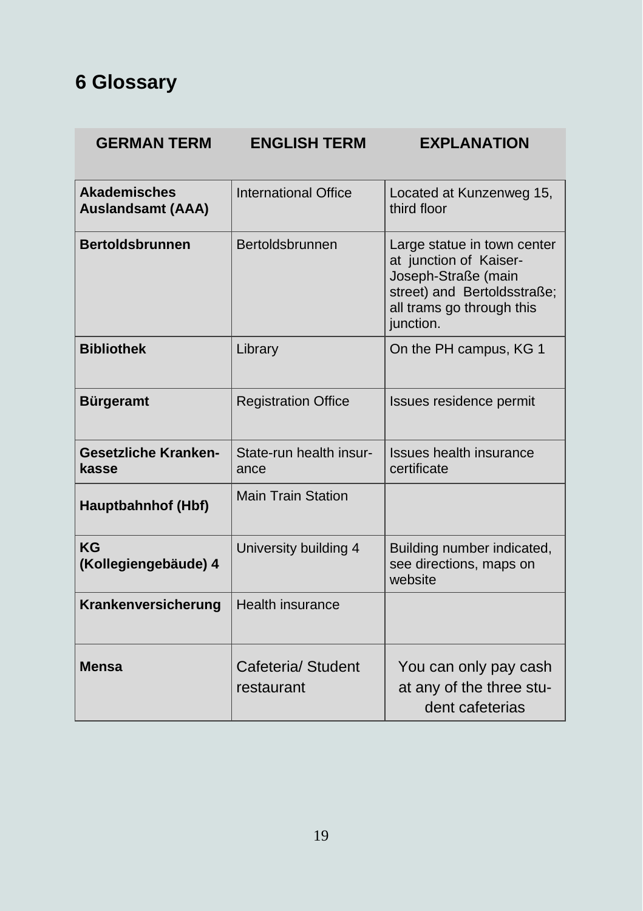# 6 Glossary

| GERMAN TERM | ENGLISH TERM | EXPLANATION |
|---|---|---|
| **Akademisches Auslandsamt (AAA)** | International Office | Located at Kunzenweg 15, third floor |
| **Bertoldsbrunnen** | Bertoldsbrunnen | Large statue in town center at junction of Kaiser-Joseph-Straße (main street) and Bertoldsstraße; all trams go through this junction. |
| **Bibliothek** | Library | On the PH campus, KG 1 |
| **Bürgeramt** | Registration Office | Issues residence permit |
| **Gesetzliche Krankenkasse** | State-run health insurance | Issues health insurance certificate |
| **Hauptbahnhof (Hbf)** | Main Train Station | |
| **KG (Kollegiengebäude) 4** | University building 4 | Building number indicated, see directions, maps on website |
| **Krankenversicherung** | Health insurance | |
| **Mensa** | Cafeteria/ Student restaurant | You can only pay cash at any of the three student cafeterias |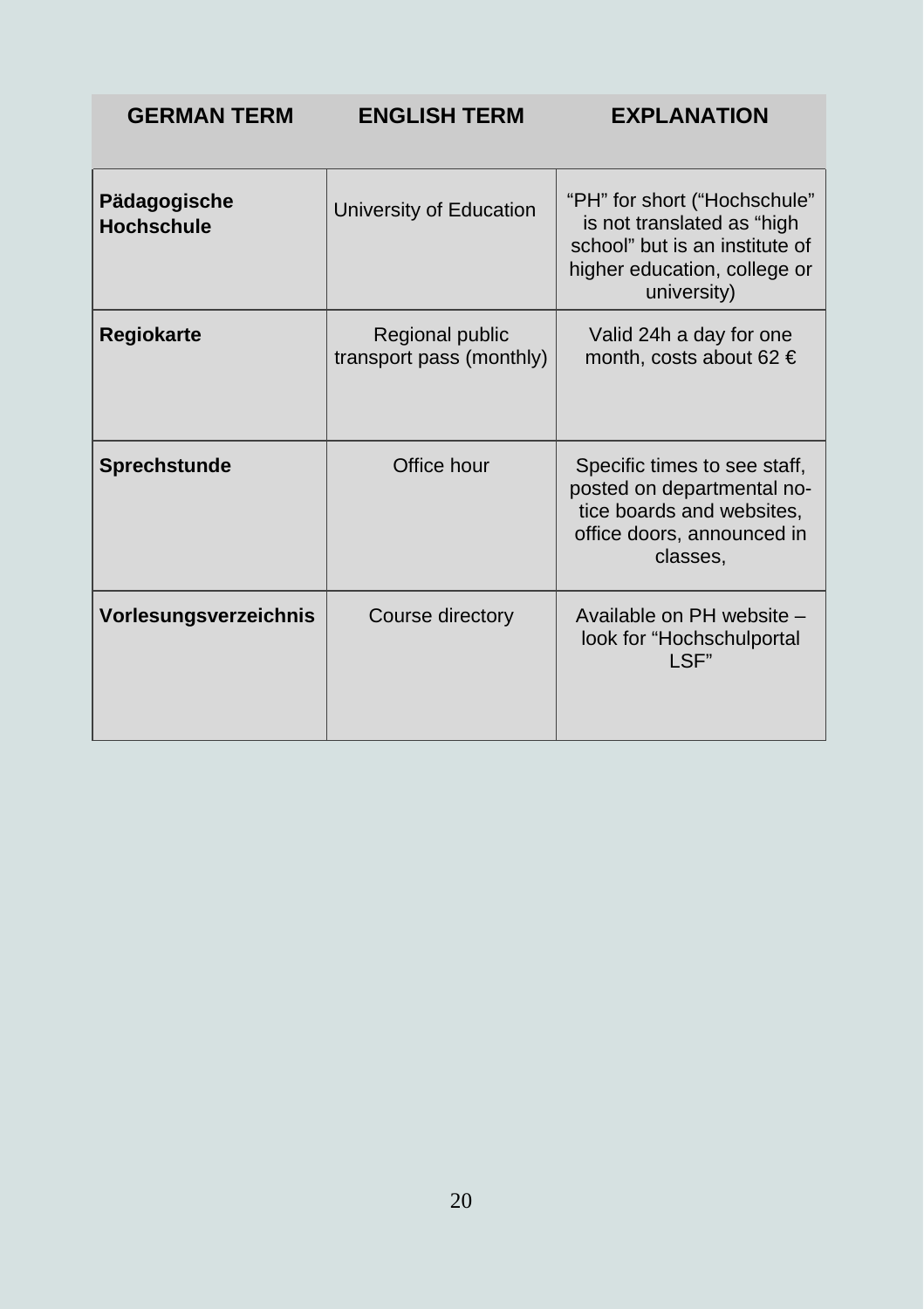| GERMAN TERM | ENGLISH TERM | EXPLANATION |
|---|---|---|
| **Pädagogische Hochschule** | University of Education | "PH" for short ("Hochschule" is not translated as "high school" but is an institute of higher education, college or university) |
| **Regiokarte** | Regional public transport pass (monthly) | Valid 24h a day for one month, costs about 62 € |
| **Sprechstunde** | Office hour | Specific times to see staff, posted on departmental notice boards and websites, office doors, announced in classes, |
| **Vorlesungsverzeichnis** | Course directory | Available on PH website – look for "Hochschulportal LSF" |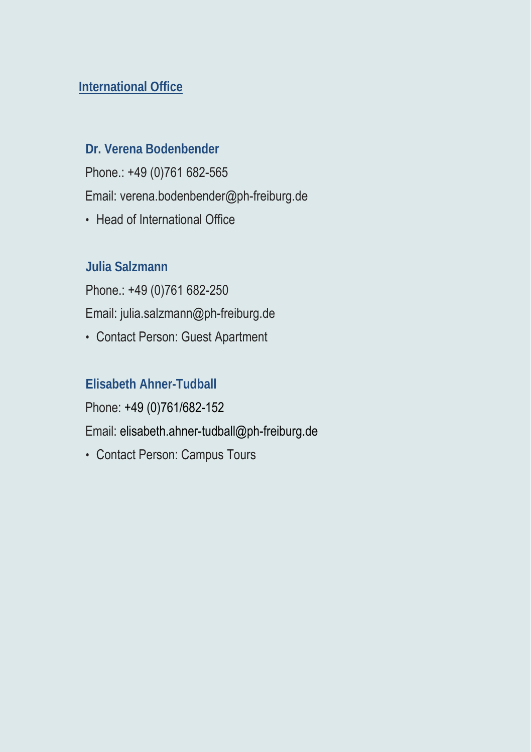## International Office

### Dr. Verena Bodenbender

Phone.: +49 (0)761 682-565

Email: verena.bodenbender@ph-freiburg.de

- Head of International Office

### Julia Salzmann

Phone.: +49 (0)761 682-250

Email: julia.salzmann@ph-freiburg.de

- Contact Person: Guest Apartment

### Elisabeth Ahner-Tudball

Phone: +49 (0)761/682-152

Email: elisabeth.ahner-tudball@ph-freiburg.de

- Contact Person: Campus Tours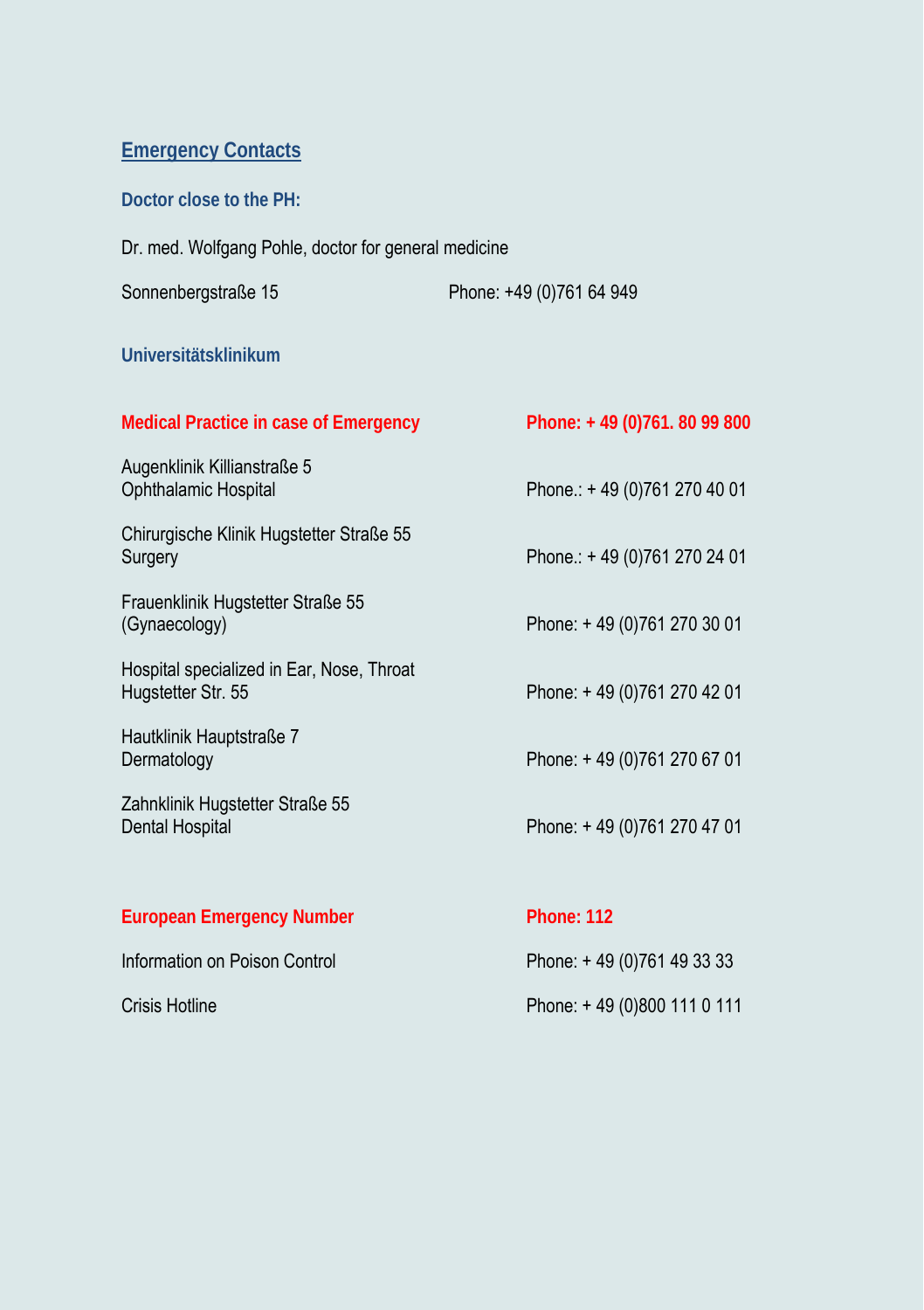## Emergency Contacts

### Doctor close to the PH:

Dr. med. Wolfgang Pohle, doctor for general medicine

Sonnenbergstraße 15 Phone: +49 (0)761 64 949

### Universitätsklinikum

| | |
|---|---|
| **Medical Practice in case of Emergency** | **Phone: + 49 (0)761. 80 99 800** |
| Augenklinik Killianstraße 5<br>Ophthalamic Hospital | Phone.: + 49 (0)761 270 40 01 |
| Chirurgische Klinik Hugstetter Straße 55<br>Surgery | Phone.: + 49 (0)761 270 24 01 |
| Frauenklinik Hugstetter Straße 55<br>(Gynaecology) | Phone: + 49 (0)761 270 30 01 |
| Hospital specialized in Ear, Nose, Throat<br>Hugstetter Str. 55 | Phone: + 49 (0)761 270 42 01 |
| Hautklinik Hauptstraße 7<br>Dermatology | Phone: + 49 (0)761 270 67 01 |
| Zahnklinik Hugstetter Straße 55<br>Dental Hospital | Phone: + 49 (0)761 270 47 01 |

| | |
|---|---|
| **European Emergency Number** | **Phone: 112** |
| Information on Poison Control | Phone: + 49 (0)761 49 33 33 |
| Crisis Hotline | Phone: + 49 (0)800 111 0 111 |